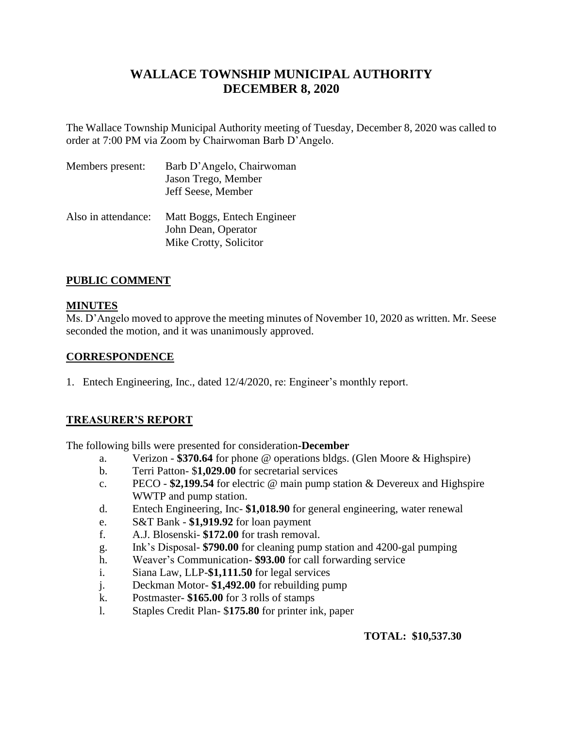# WALLACE TOWNSHIP MUNICIPAL AUTHORITY
# DECEMBER 8, 2020

The Wallace Township Municipal Authority meeting of Tuesday, December 8, 2020 was called to order at 7:00 PM via Zoom by Chairwoman Barb D'Angelo.

Members present: Barb D'Angelo, Chairwoman
Jason Trego, Member
Jeff Seese, Member

Also in attendance: Matt Boggs, Entech Engineer
John Dean, Operator
Mike Crotty, Solicitor

## PUBLIC COMMENT

## MINUTES

Ms. D'Angelo moved to approve the meeting minutes of November 10, 2020 as written. Mr. Seese seconded the motion, and it was unanimously approved.

## CORRESPONDENCE

1. Entech Engineering, Inc., dated 12/4/2020, re: Engineer's monthly report.

## TREASURER'S REPORT

The following bills were presented for consideration-**December**

a. Verizon - **$370.64** for phone @ operations bldgs. (Glen Moore & Highspire)
b. Terri Patton- $**1,029.00** for secretarial services
c. PECO - **$2,199.54** for electric @ main pump station & Devereux and Highspire WWTP and pump station.
d. Entech Engineering, Inc- **$1,018.90** for general engineering, water renewal
e. S&T Bank - **$1,919.92** for loan payment
f. A.J. Blosenski- **$172.00** for trash removal.
g. Ink's Disposal- **$790.00** for cleaning pump station and 4200-gal pumping
h. Weaver's Communication- **$93.00** for call forwarding service
i. Siana Law, LLP-**$1,111.50** for legal services
j. Deckman Motor- **$1,492.00** for rebuilding pump
k. Postmaster- **$165.00** for 3 rolls of stamps
l. Staples Credit Plan- $**175.80** for printer ink, paper

**TOTAL: $10,537.30**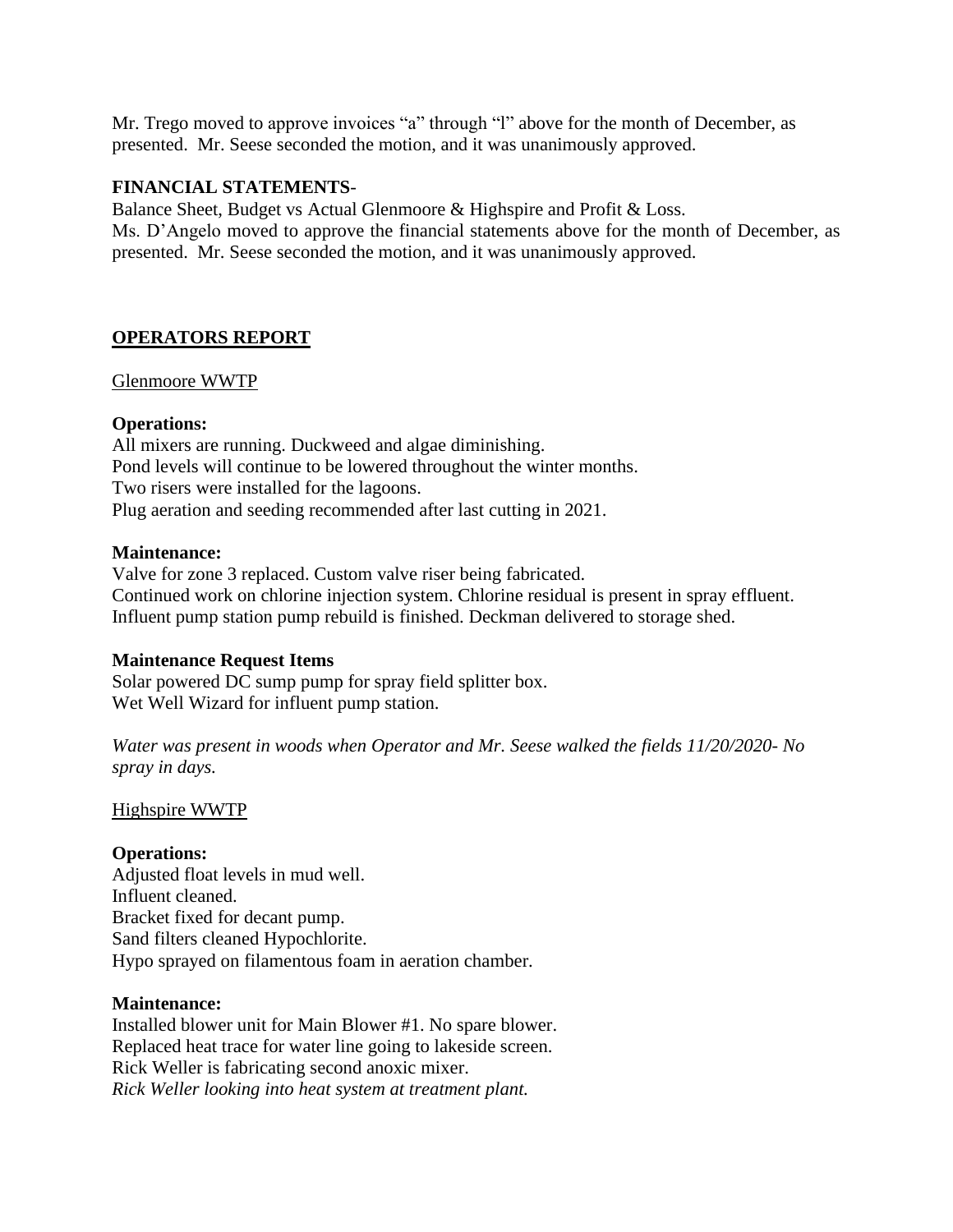Mr. Trego moved to approve invoices "a" through "l" above for the month of December, as presented. Mr. Seese seconded the motion, and it was unanimously approved.

**FINANCIAL STATEMENTS**-

Balance Sheet, Budget vs Actual Glenmoore & Highspire and Profit & Loss.

Ms. D'Angelo moved to approve the financial statements above for the month of December, as presented. Mr. Seese seconded the motion, and it was unanimously approved.

## OPERATORS REPORT

Glenmoore WWTP

**Operations:**

All mixers are running. Duckweed and algae diminishing.
Pond levels will continue to be lowered throughout the winter months.
Two risers were installed for the lagoons.
Plug aeration and seeding recommended after last cutting in 2021.

**Maintenance:**

Valve for zone 3 replaced. Custom valve riser being fabricated.
Continued work on chlorine injection system. Chlorine residual is present in spray effluent.
Influent pump station pump rebuild is finished. Deckman delivered to storage shed.

**Maintenance Request Items**

Solar powered DC sump pump for spray field splitter box.
Wet Well Wizard for influent pump station.

*Water was present in woods when Operator and Mr. Seese walked the fields 11/20/2020- No spray in days.*

Highspire WWTP

**Operations:**

Adjusted float levels in mud well.
Influent cleaned.
Bracket fixed for decant pump.
Sand filters cleaned Hypochlorite.
Hypo sprayed on filamentous foam in aeration chamber.

**Maintenance:**

Installed blower unit for Main Blower #1. No spare blower.
Replaced heat trace for water line going to lakeside screen.
Rick Weller is fabricating second anoxic mixer.
*Rick Weller looking into heat system at treatment plant.*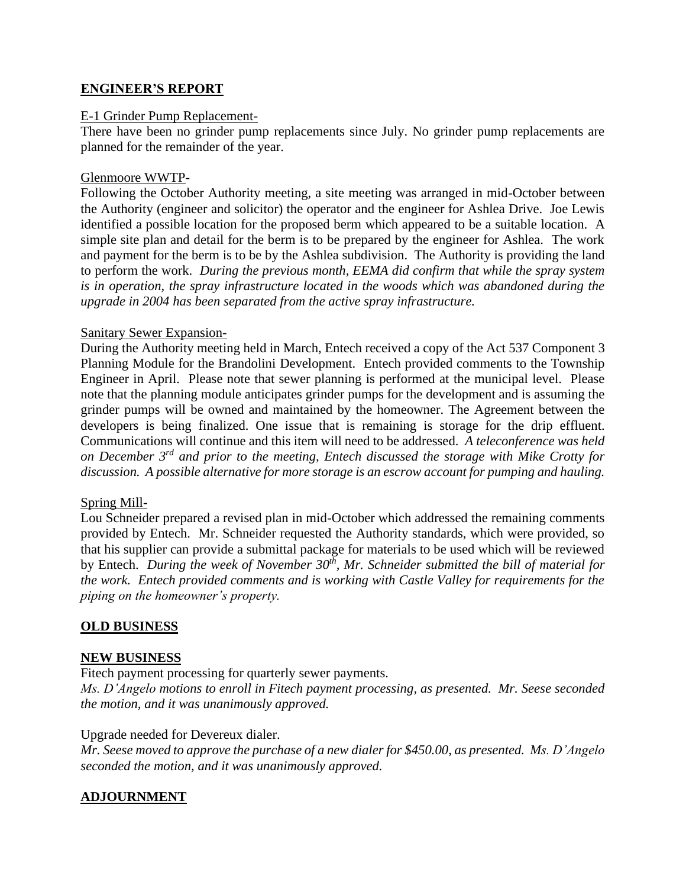## **ENGINEER'S REPORT**

E-1 Grinder Pump Replacement-

There have been no grinder pump replacements since July. No grinder pump replacements are planned for the remainder of the year.

Glenmoore WWTP-

Following the October Authority meeting, a site meeting was arranged in mid-October between the Authority (engineer and solicitor) the operator and the engineer for Ashlea Drive. Joe Lewis identified a possible location for the proposed berm which appeared to be a suitable location. A simple site plan and detail for the berm is to be prepared by the engineer for Ashlea. The work and payment for the berm is to be by the Ashlea subdivision. The Authority is providing the land to perform the work. *During the previous month, EEMA did confirm that while the spray system is in operation, the spray infrastructure located in the woods which was abandoned during the upgrade in 2004 has been separated from the active spray infrastructure.*

Sanitary Sewer Expansion-

During the Authority meeting held in March, Entech received a copy of the Act 537 Component 3 Planning Module for the Brandolini Development. Entech provided comments to the Township Engineer in April. Please note that sewer planning is performed at the municipal level. Please note that the planning module anticipates grinder pumps for the development and is assuming the grinder pumps will be owned and maintained by the homeowner. The Agreement between the developers is being finalized. One issue that is remaining is storage for the drip effluent. Communications will continue and this item will need to be addressed. *A teleconference was held on December 3rd and prior to the meeting, Entech discussed the storage with Mike Crotty for discussion. A possible alternative for more storage is an escrow account for pumping and hauling.*

Spring Mill-

Lou Schneider prepared a revised plan in mid-October which addressed the remaining comments provided by Entech. Mr. Schneider requested the Authority standards, which were provided, so that his supplier can provide a submittal package for materials to be used which will be reviewed by Entech. *During the week of November 30th, Mr. Schneider submitted the bill of material for the work. Entech provided comments and is working with Castle Valley for requirements for the piping on the homeowner's property.*

## **OLD BUSINESS**

## **NEW BUSINESS**

Fitech payment processing for quarterly sewer payments.

*Ms. D'Angelo motions to enroll in Fitech payment processing, as presented. Mr. Seese seconded the motion, and it was unanimously approved.*

Upgrade needed for Devereux dialer.

*Mr. Seese moved to approve the purchase of a new dialer for $450.00, as presented. Ms. D'Angelo seconded the motion, and it was unanimously approved.*

## **ADJOURNMENT**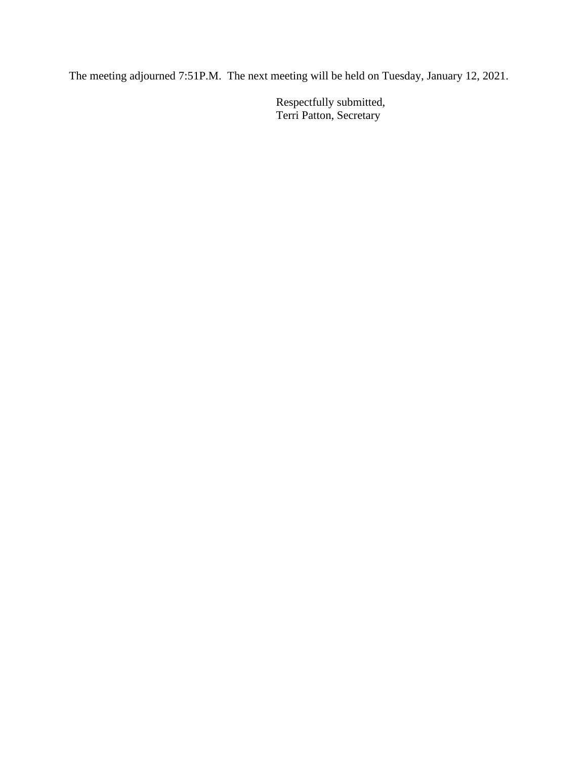The meeting adjourned 7:51P.M. The next meeting will be held on Tuesday, January 12, 2021.

Respectfully submitted,
Terri Patton, Secretary